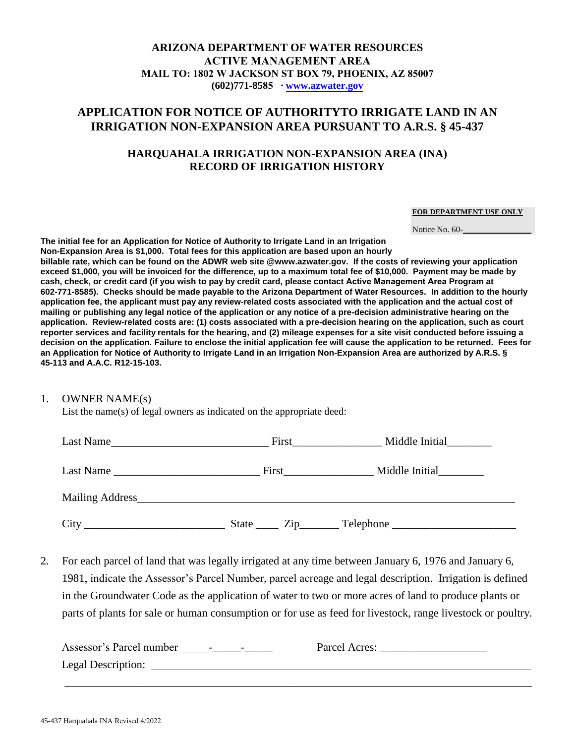**ARIZONA DEPARTMENT OF WATER RESOURCES**
**ACTIVE MANAGEMENT AREA**
**MAIL TO: 1802 W JACKSON ST BOX 79, PHOENIX, AZ 85007**
**(602)771-8585 · www.azwater.gov**

# APPLICATION FOR NOTICE OF AUTHORITYTO IRRIGATE LAND IN AN IRRIGATION NON-EXPANSION AREA PURSUANT TO A.R.S. § 45-437

## HARQUAHALA IRRIGATION NON-EXPANSION AREA (INA) RECORD OF IRRIGATION HISTORY

**FOR DEPARTMENT USE ONLY**

Notice No. 60-\_\_\_\_\_\_\_\_\_\_\_\_\_\_\_

**The initial fee for an Application for Notice of Authority to Irrigate Land in an Irrigation Non-Expansion Area is $1,000. Total fees for this application are based upon an hourly billable rate, which can be found on the ADWR web site @www.azwater.gov. If the costs of reviewing your application exceed $1,000, you will be invoiced for the difference, up to a maximum total fee of $10,000. Payment may be made by cash, check, or credit card (if you wish to pay by credit card, please contact Active Management Area Program at 602-771-8585). Checks should be made payable to the Arizona Department of Water Resources. In addition to the hourly application fee, the applicant must pay any review-related costs associated with the application and the actual cost of mailing or publishing any legal notice of the application or any notice of a pre-decision administrative hearing on the application. Review-related costs are: (1) costs associated with a pre-decision hearing on the application, such as court reporter services and facility rentals for the hearing, and (2) mileage expenses for a site visit conducted before issuing a decision on the application. Failure to enclose the initial application fee will cause the application to be returned. Fees for an Application for Notice of Authority to Irrigate Land in an Irrigation Non-Expansion Area are authorized by A.R.S. § 45-113 and A.A.C. R12-15-103.**

1. OWNER NAME(s)
   List the name(s) of legal owners as indicated on the appropriate deed:

   Last Name\_\_\_\_\_\_\_\_\_\_\_\_\_\_\_\_\_\_\_\_\_\_\_\_\_\_\_\_ First\_\_\_\_\_\_\_\_\_\_\_\_\_\_\_\_ Middle Initial\_\_\_\_\_\_\_\_

   Last Name \_\_\_\_\_\_\_\_\_\_\_\_\_\_\_\_\_\_\_\_\_\_\_\_\_\_ First\_\_\_\_\_\_\_\_\_\_\_\_\_\_\_\_ Middle Initial\_\_\_\_\_\_\_\_

   Mailing Address\_\_\_\_\_\_\_\_\_\_\_\_\_\_\_\_\_\_\_\_\_\_\_\_\_\_\_\_\_\_\_\_\_\_\_\_\_\_\_\_\_\_\_\_\_\_\_\_\_\_\_\_\_\_\_\_\_\_\_\_\_\_\_\_

   City \_\_\_\_\_\_\_\_\_\_\_\_\_\_\_\_\_\_\_\_\_\_\_\_\_ State \_\_\_\_ Zip\_\_\_\_\_\_\_ Telephone \_\_\_\_\_\_\_\_\_\_\_\_\_\_\_\_\_\_\_\_\_\_

2. For each parcel of land that was legally irrigated at any time between January 6, 1976 and January 6, 1981, indicate the Assessor's Parcel Number, parcel acreage and legal description. Irrigation is defined in the Groundwater Code as the application of water to two or more acres of land to produce plants or parts of plants for sale or human consumption or for use as feed for livestock, range livestock or poultry.

   Assessor's Parcel number \_\_\_\_\_-\_\_\_\_\_-\_\_\_\_\_ Parcel Acres: \_\_\_\_\_\_\_\_\_\_\_\_\_\_\_\_\_\_\_
   Legal Description: \_\_\_\_\_\_\_\_\_\_\_\_\_\_\_\_\_\_\_\_\_\_\_\_\_\_\_\_\_\_\_\_\_\_\_\_\_\_\_\_\_\_\_\_\_\_\_\_\_\_\_\_\_\_\_\_\_\_\_\_\_\_\_\_
   \_\_\_\_\_\_\_\_\_\_\_\_\_\_\_\_\_\_\_\_\_\_\_\_\_\_\_\_\_\_\_\_\_\_\_\_\_\_\_\_\_\_\_\_\_\_\_\_\_\_\_\_\_\_\_\_\_\_\_\_\_\_\_\_\_\_\_\_\_\_\_\_\_\_\_\_\_\_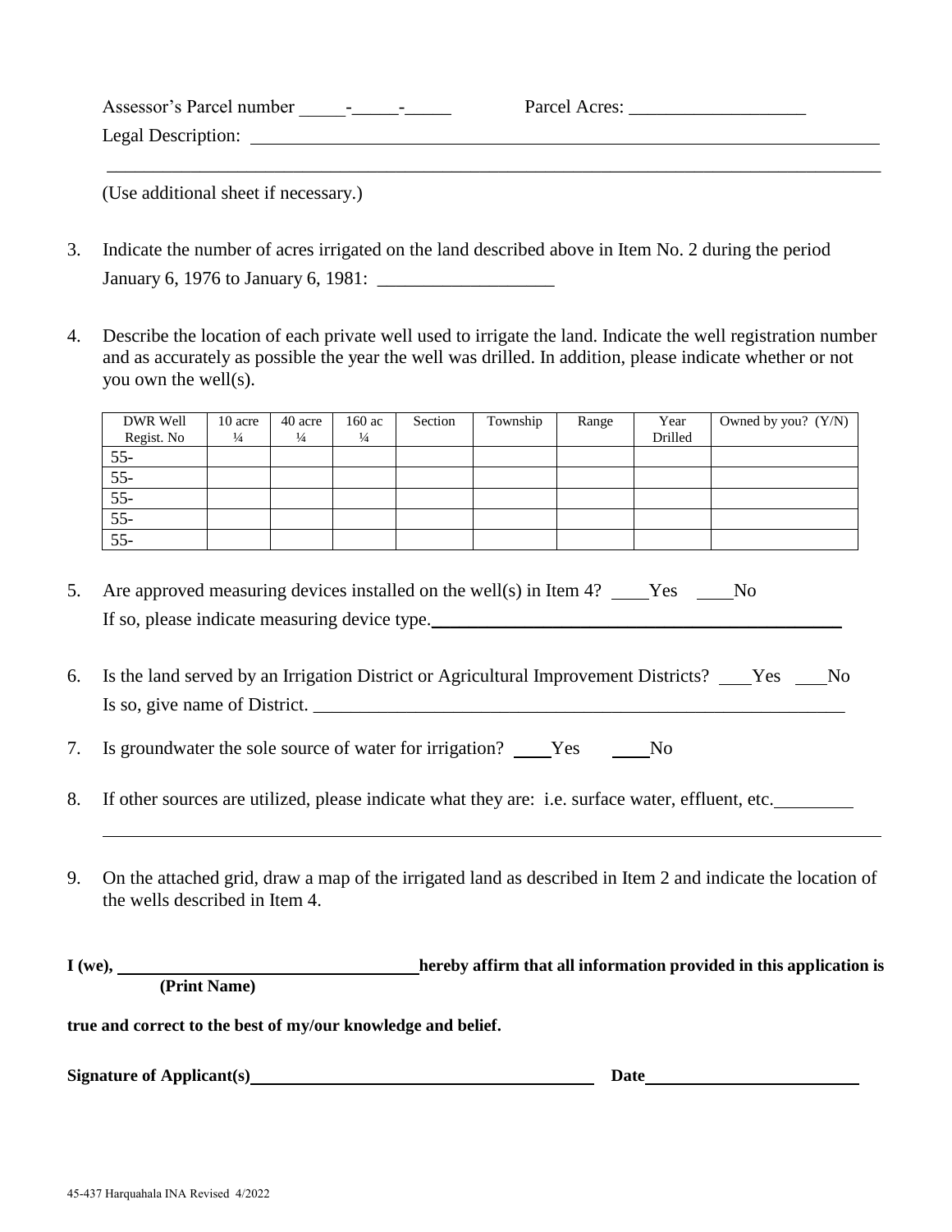Assessor's Parcel number _____-_____-_____          Parcel Acres: ___________________

Legal Description: ____________________________________________________________

______________________________________________________________________________

(Use additional sheet if necessary.)

3. Indicate the number of acres irrigated on the land described above in Item No. 2 during the period January 6, 1976 to January 6, 1981: ___________________

4. Describe the location of each private well used to irrigate the land. Indicate the well registration number and as accurately as possible the year the well was drilled. In addition, please indicate whether or not you own the well(s).

| DWR Well Regist. No | 10 acre ¼ | 40 acre ¼ | 160 ac ¼ | Section | Township | Range | Year Drilled | Owned by you? (Y/N) |
|---|---|---|---|---|---|---|---|---|
| 55- | | | | | | | | |
| 55- | | | | | | | | |
| 55- | | | | | | | | |
| 55- | | | | | | | | |
| 55- | | | | | | | | |

5. Are approved measuring devices installed on the well(s) in Item 4? ____Yes ____No

   If so, please indicate measuring device type.______________________________________

6. Is the land served by an Irrigation District or Agricultural Improvement Districts? ___Yes ___No

   Is so, give name of District. ______________________________________________________

7. Is groundwater the sole source of water for irrigation? ____Yes ____No

8. If other sources are utilized, please indicate what they are: i.e. surface water, effluent, etc.________

   ______________________________________________________________________________

9. On the attached grid, draw a map of the irrigated land as described in Item 2 and indicate the location of the wells described in Item 4.

**I (we), ___________________________ hereby affirm that all information provided in this application is**
**(Print Name)**

**true and correct to the best of my/our knowledge and belief.**

**Signature of Applicant(s)**_________________________________ **Date**______________________

45-437 Harquahala INA Revised 4/2022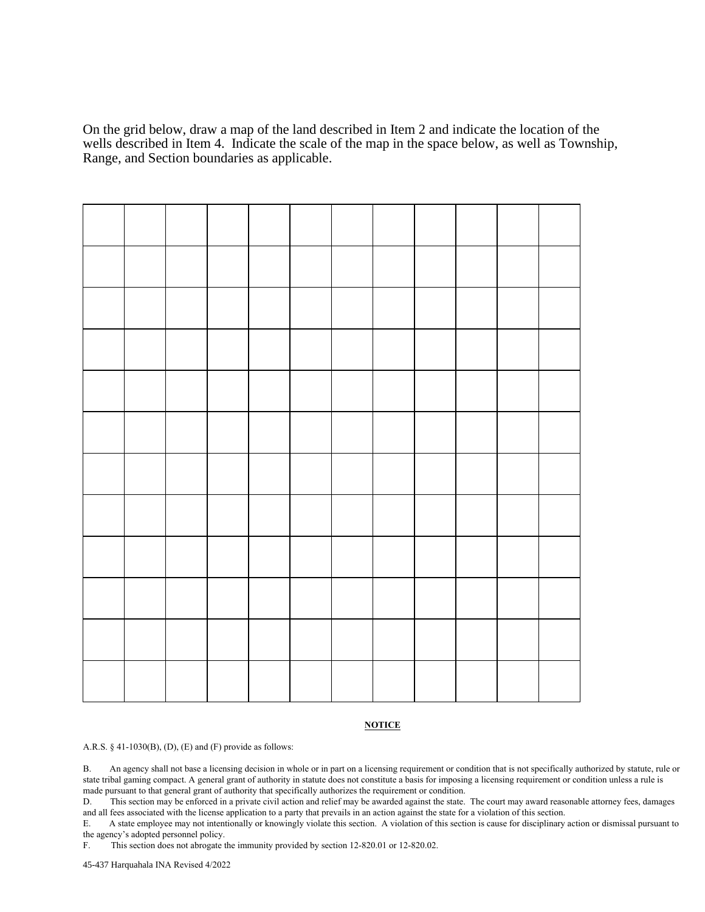On the grid below, draw a map of the land described in Item 2 and indicate the location of the wells described in Item 4. Indicate the scale of the map in the space below, as well as Township, Range, and Section boundaries as applicable.

**NOTICE**

A.R.S. § 41-1030(B), (D), (E) and (F) provide as follows:

B. An agency shall not base a licensing decision in whole or in part on a licensing requirement or condition that is not specifically authorized by statute, rule or state tribal gaming compact. A general grant of authority in statute does not constitute a basis for imposing a licensing requirement or condition unless a rule is made pursuant to that general grant of authority that specifically authorizes the requirement or condition.

D. This section may be enforced in a private civil action and relief may be awarded against the state. The court may award reasonable attorney fees, damages and all fees associated with the license application to a party that prevails in an action against the state for a violation of this section.

E. A state employee may not intentionally or knowingly violate this section. A violation of this section is cause for disciplinary action or dismissal pursuant to the agency's adopted personnel policy.

F. This section does not abrogate the immunity provided by section 12-820.01 or 12-820.02.